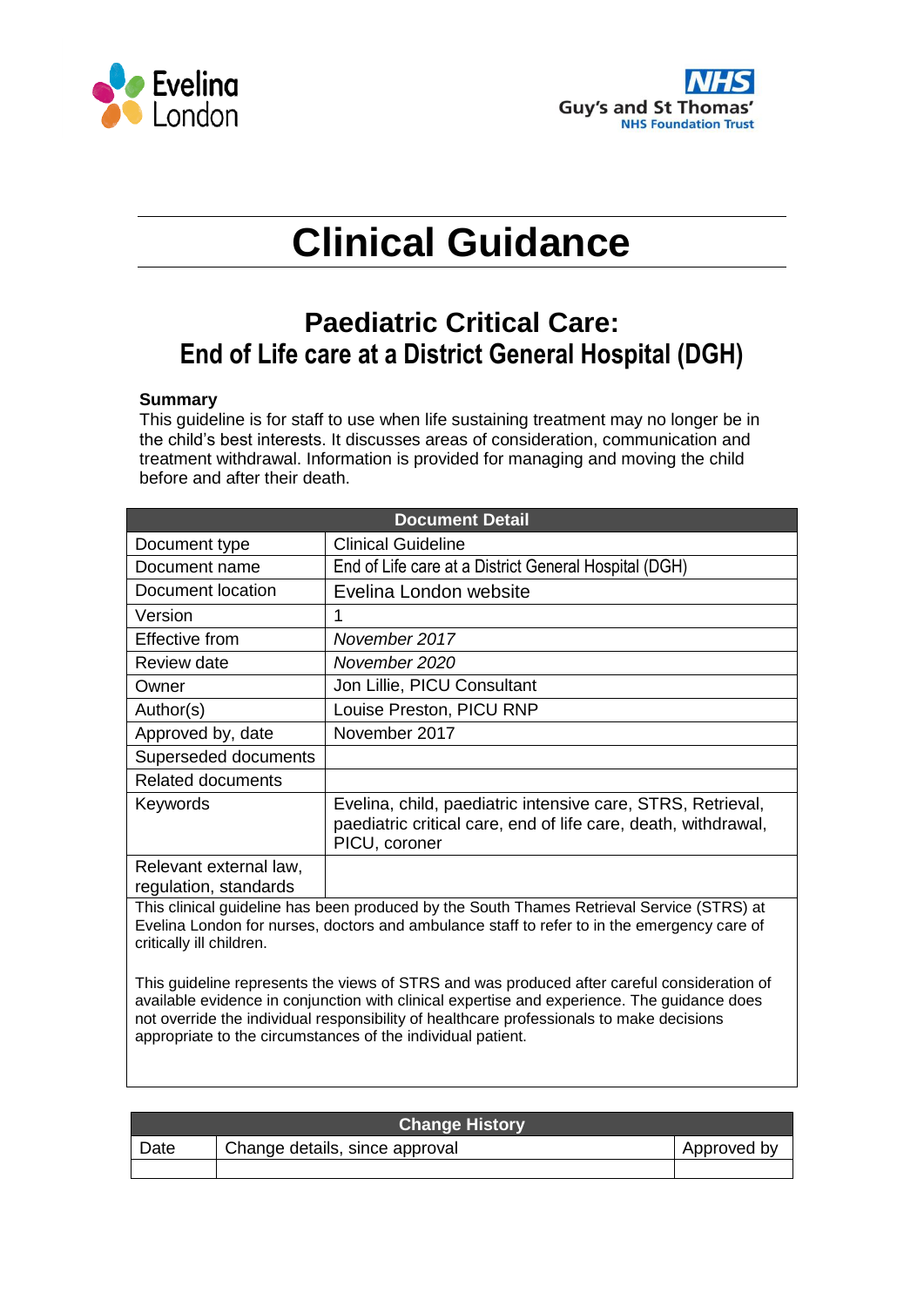# Clinical Guidance

## Paediatric Critical Care:
## End of Life care at a District General Hospital (DGH)

**Summary**
This guideline is for staff to use when life sustaining treatment may no longer be in the child's best interests. It discusses areas of consideration, communication and treatment withdrawal. Information is provided for managing and moving the child before and after their death.

| Document Detail | |
|---|---|
| Document type | Clinical Guideline |
| Document name | End of Life care at a District General Hospital (DGH) |
| Document location | Evelina London website |
| Version | 1 |
| Effective from | *November 2017* |
| Review date | *November 2020* |
| Owner | Jon Lillie, PICU Consultant |
| Author(s) | Louise Preston, PICU RNP |
| Approved by, date | November 2017 |
| Superseded documents | |
| Related documents | |
| Keywords | Evelina, child, paediatric intensive care, STRS, Retrieval, paediatric critical care, end of life care, death, withdrawal, PICU, coroner |
| Relevant external law, regulation, standards | |

This clinical guideline has been produced by the South Thames Retrieval Service (STRS) at Evelina London for nurses, doctors and ambulance staff to refer to in the emergency care of critically ill children.

This guideline represents the views of STRS and was produced after careful consideration of available evidence in conjunction with clinical expertise and experience. The guidance does not override the individual responsibility of healthcare professionals to make decisions appropriate to the circumstances of the individual patient.

| Change History | | |
|---|---|---|
| Date | Change details, since approval | Approved by |
| | | |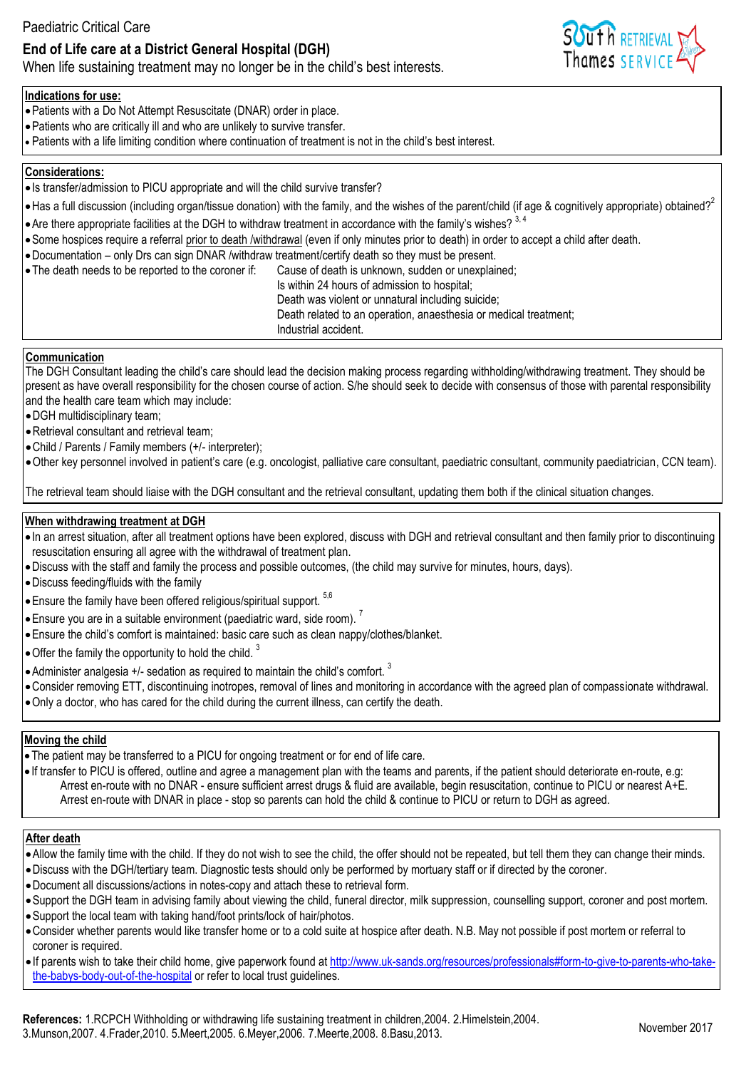Paediatric Critical Care

# End of Life care at a District General Hospital (DGH)

When life sustaining treatment may no longer be in the child's best interests.

**Indications for use:**

- Patients with a Do Not Attempt Resuscitate (DNAR) order in place.
- Patients who are critically ill and who are unlikely to survive transfer.
- Patients with a life limiting condition where continuation of treatment is not in the child's best interest.

**Considerations:**

- Is transfer/admission to PICU appropriate and will the child survive transfer?
- Has a full discussion (including organ/tissue donation) with the family, and the wishes of the parent/child (if age & cognitively appropriate) obtained?[2]
- Are there appropriate facilities at the DGH to withdraw treatment in accordance with the family's wishes? [3, 4]
- Some hospices require a referral prior to death /withdrawal (even if only minutes prior to death) in order to accept a child after death.
- Documentation – only Drs can sign DNAR /withdraw treatment/certify death so they must be present.
- The death needs to be reported to the coroner if:
  - Cause of death is unknown, sudden or unexplained;
  - Is within 24 hours of admission to hospital;
  - Death was violent or unnatural including suicide;
  - Death related to an operation, anaesthesia or medical treatment;
  - Industrial accident.

**Communication**

The DGH Consultant leading the child's care should lead the decision making process regarding withholding/withdrawing treatment. They should be present as have overall responsibility for the chosen course of action. S/he should seek to decide with consensus of those with parental responsibility and the health care team which may include:

- DGH multidisciplinary team;
- Retrieval consultant and retrieval team;
- Child / Parents / Family members (+/- interpreter);
- Other key personnel involved in patient's care (e.g. oncologist, palliative care consultant, paediatric consultant, community paediatrician, CCN team).

The retrieval team should liaise with the DGH consultant and the retrieval consultant, updating them both if the clinical situation changes.

**When withdrawing treatment at DGH**

- In an arrest situation, after all treatment options have been explored, discuss with DGH and retrieval consultant and then family prior to discontinuing resuscitation ensuring all agree with the withdrawal of treatment plan.
- Discuss with the staff and family the process and possible outcomes, (the child may survive for minutes, hours, days).
- Discuss feeding/fluids with the family
- Ensure the family have been offered religious/spiritual support. [5,6]
- Ensure you are in a suitable environment (paediatric ward, side room). [7]
- Ensure the child's comfort is maintained: basic care such as clean nappy/clothes/blanket.
- Offer the family the opportunity to hold the child. [3]
- Administer analgesia +/- sedation as required to maintain the child's comfort. [3]
- Consider removing ETT, discontinuing inotropes, removal of lines and monitoring in accordance with the agreed plan of compassionate withdrawal.
- Only a doctor, who has cared for the child during the current illness, can certify the death.

**Moving the child**

- The patient may be transferred to a PICU for ongoing treatment or for end of life care.
- If transfer to PICU is offered, outline and agree a management plan with the teams and parents, if the patient should deteriorate en-route, e.g:
  - Arrest en-route with no DNAR - ensure sufficient arrest drugs & fluid are available, begin resuscitation, continue to PICU or nearest A+E.
  - Arrest en-route with DNAR in place - stop so parents can hold the child & continue to PICU or return to DGH as agreed.

**After death**

- Allow the family time with the child. If they do not wish to see the child, the offer should not be repeated, but tell them they can change their minds.
- Discuss with the DGH/tertiary team. Diagnostic tests should only be performed by mortuary staff or if directed by the coroner.
- Document all discussions/actions in notes-copy and attach these to retrieval form.
- Support the DGH team in advising family about viewing the child, funeral director, milk suppression, counselling support, coroner and post mortem.
- Support the local team with taking hand/foot prints/lock of hair/photos.
- Consider whether parents would like transfer home or to a cold suite at hospice after death. N.B. May not possible if post mortem or referral to coroner is required.
- If parents wish to take their child home, give paperwork found at http://www.uk-sands.org/resources/professionals#form-to-give-to-parents-who-take-the-babys-body-out-of-the-hospital or refer to local trust guidelines.

**References:** 1.RCPCH Withholding or withdrawing life sustaining treatment in children,2004. 2.Himelstein,2004. 3.Munson,2007. 4.Frader,2010. 5.Meert,2005. 6.Meyer,2006. 7.Meerte,2008. 8.Basu,2013.

November 2017